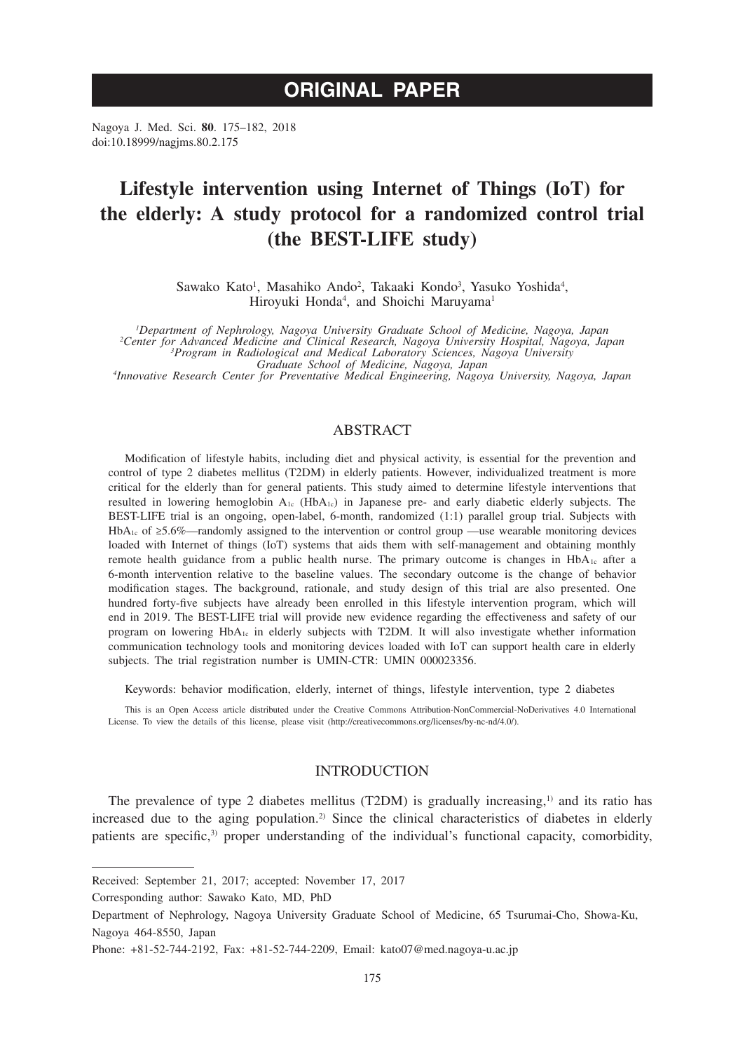# ORIGINAL PAPER

Nagoya J. Med. Sci. **80**. 175–182, 2018
doi:10.18999/nagjms.80.2.175

# Lifestyle intervention using Internet of Things (IoT) for the elderly: A study protocol for a randomized control trial (the BEST-LIFE study)

Sawako Kato[1], Masahiko Ando[2], Takaaki Kondo[3], Yasuko Yoshida[4], Hiroyuki Honda[4], and Shoichi Maruyama[1]

[1]*Department of Nephrology, Nagoya University Graduate School of Medicine, Nagoya, Japan*
[2]*Center for Advanced Medicine and Clinical Research, Nagoya University Hospital, Nagoya, Japan*
[3]*Program in Radiological and Medical Laboratory Sciences, Nagoya University Graduate School of Medicine, Nagoya, Japan*
[4]*Innovative Research Center for Preventative Medical Engineering, Nagoya University, Nagoya, Japan*

## ABSTRACT

Modification of lifestyle habits, including diet and physical activity, is essential for the prevention and control of type 2 diabetes mellitus (T2DM) in elderly patients. However, individualized treatment is more critical for the elderly than for general patients. This study aimed to determine lifestyle interventions that resulted in lowering hemoglobin $A_{1c}$ ($HbA_{1c}$) in Japanese pre- and early diabetic elderly subjects. The BEST-LIFE trial is an ongoing, open-label, 6-month, randomized (1:1) parallel group trial. Subjects with $HbA_{1c}$ of ≥5.6%—randomly assigned to the intervention or control group —use wearable monitoring devices loaded with Internet of things (IoT) systems that aids them with self-management and obtaining monthly remote health guidance from a public health nurse. The primary outcome is changes in $HbA_{1c}$ after a 6-month intervention relative to the baseline values. The secondary outcome is the change of behavior modification stages. The background, rationale, and study design of this trial are also presented. One hundred forty-five subjects have already been enrolled in this lifestyle intervention program, which will end in 2019. The BEST-LIFE trial will provide new evidence regarding the effectiveness and safety of our program on lowering $HbA_{1c}$ in elderly subjects with T2DM. It will also investigate whether information communication technology tools and monitoring devices loaded with IoT can support health care in elderly subjects. The trial registration number is UMIN-CTR: UMIN 000023356.

Keywords: behavior modification, elderly, internet of things, lifestyle intervention, type 2 diabetes

This is an Open Access article distributed under the Creative Commons Attribution-NonCommercial-NoDerivatives 4.0 International License. To view the details of this license, please visit (http://creativecommons.org/licenses/by-nc-nd/4.0/).

## INTRODUCTION

The prevalence of type 2 diabetes mellitus (T2DM) is gradually increasing,[1] and its ratio has increased due to the aging population.[2] Since the clinical characteristics of diabetes in elderly patients are specific,[3] proper understanding of the individual's functional capacity, comorbidity,

---

Received: September 21, 2017; accepted: November 17, 2017

Corresponding author: Sawako Kato, MD, PhD

Department of Nephrology, Nagoya University Graduate School of Medicine, 65 Tsurumai-Cho, Showa-Ku, Nagoya 464-8550, Japan

Phone: +81-52-744-2192, Fax: +81-52-744-2209, Email: kato07@med.nagoya-u.ac.jp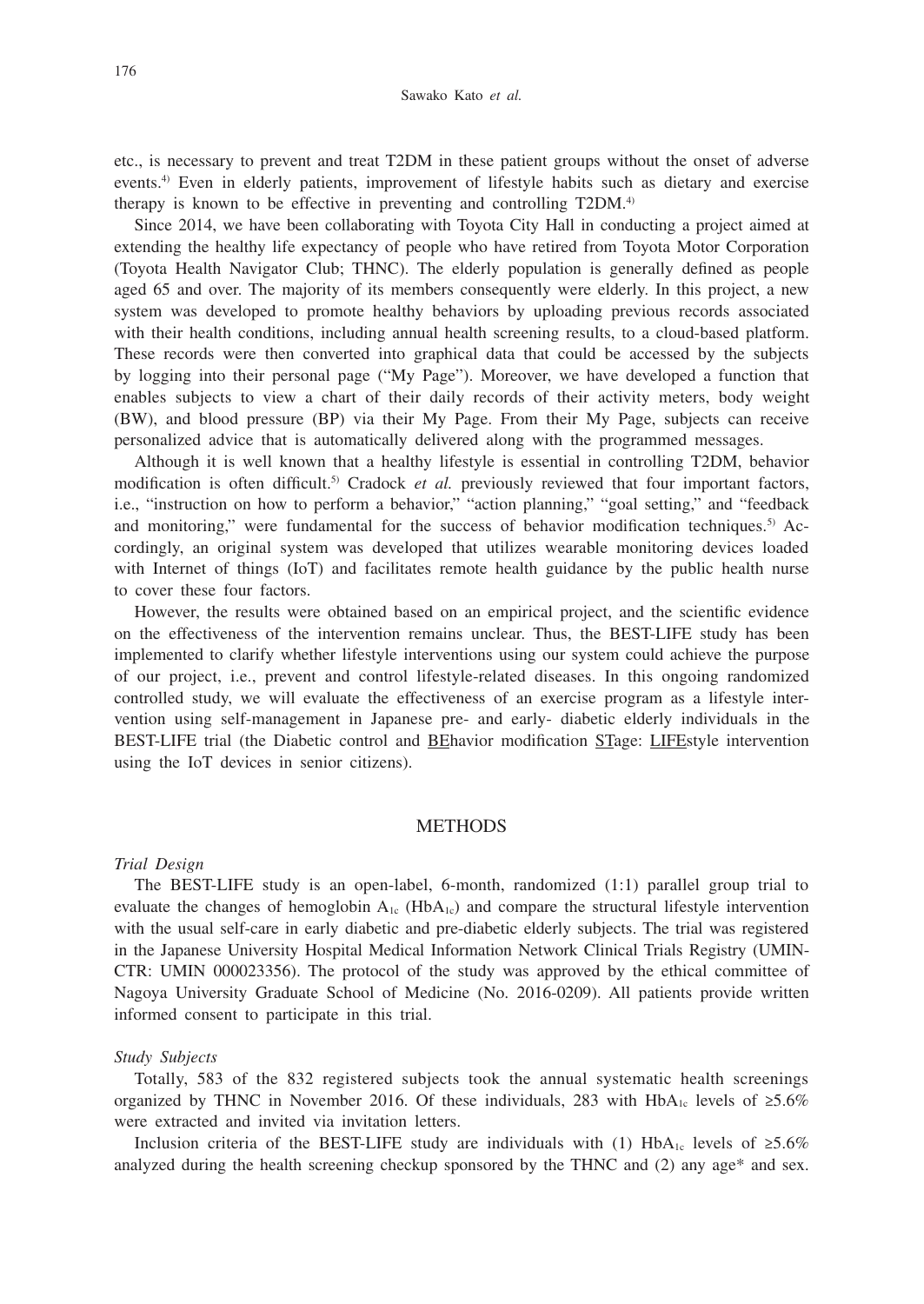etc., is necessary to prevent and treat T2DM in these patient groups without the onset of adverse events.[4] Even in elderly patients, improvement of lifestyle habits such as dietary and exercise therapy is known to be effective in preventing and controlling T2DM.[4]

Since 2014, we have been collaborating with Toyota City Hall in conducting a project aimed at extending the healthy life expectancy of people who have retired from Toyota Motor Corporation (Toyota Health Navigator Club; THNC). The elderly population is generally defined as people aged 65 and over. The majority of its members consequently were elderly. In this project, a new system was developed to promote healthy behaviors by uploading previous records associated with their health conditions, including annual health screening results, to a cloud-based platform. These records were then converted into graphical data that could be accessed by the subjects by logging into their personal page ("My Page"). Moreover, we have developed a function that enables subjects to view a chart of their daily records of their activity meters, body weight (BW), and blood pressure (BP) via their My Page. From their My Page, subjects can receive personalized advice that is automatically delivered along with the programmed messages.

Although it is well known that a healthy lifestyle is essential in controlling T2DM, behavior modification is often difficult.[5] Cradock *et al.* previously reviewed that four important factors, i.e., "instruction on how to perform a behavior," "action planning," "goal setting," and "feedback and monitoring," were fundamental for the success of behavior modification techniques.[5] Accordingly, an original system was developed that utilizes wearable monitoring devices loaded with Internet of things (IoT) and facilitates remote health guidance by the public health nurse to cover these four factors.

However, the results were obtained based on an empirical project, and the scientific evidence on the effectiveness of the intervention remains unclear. Thus, the BEST-LIFE study has been implemented to clarify whether lifestyle interventions using our system could achieve the purpose of our project, i.e., prevent and control lifestyle-related diseases. In this ongoing randomized controlled study, we will evaluate the effectiveness of an exercise program as a lifestyle intervention using self-management in Japanese pre- and early- diabetic elderly individuals in the BEST-LIFE trial (the Diabetic control and <u>BE</u>havior modification <u>ST</u>age: <u>LIFE</u>style intervention using the IoT devices in senior citizens).

## METHODS

### *Trial Design*

The BEST-LIFE study is an open-label, 6-month, randomized (1:1) parallel group trial to evaluate the changes of hemoglobin $A_{1c}$ ($HbA_{1c}$) and compare the structural lifestyle intervention with the usual self-care in early diabetic and pre-diabetic elderly subjects. The trial was registered in the Japanese University Hospital Medical Information Network Clinical Trials Registry (UMIN-CTR: UMIN 000023356). The protocol of the study was approved by the ethical committee of Nagoya University Graduate School of Medicine (No. 2016-0209). All patients provide written informed consent to participate in this trial.

### *Study Subjects*

Totally, 583 of the 832 registered subjects took the annual systematic health screenings organized by THNC in November 2016. Of these individuals, 283 with $HbA_{1c}$ levels of ≥5.6% were extracted and invited via invitation letters.

Inclusion criteria of the BEST-LIFE study are individuals with (1) $HbA_{1c}$ levels of ≥5.6% analyzed during the health screening checkup sponsored by the THNC and (2) any age* and sex.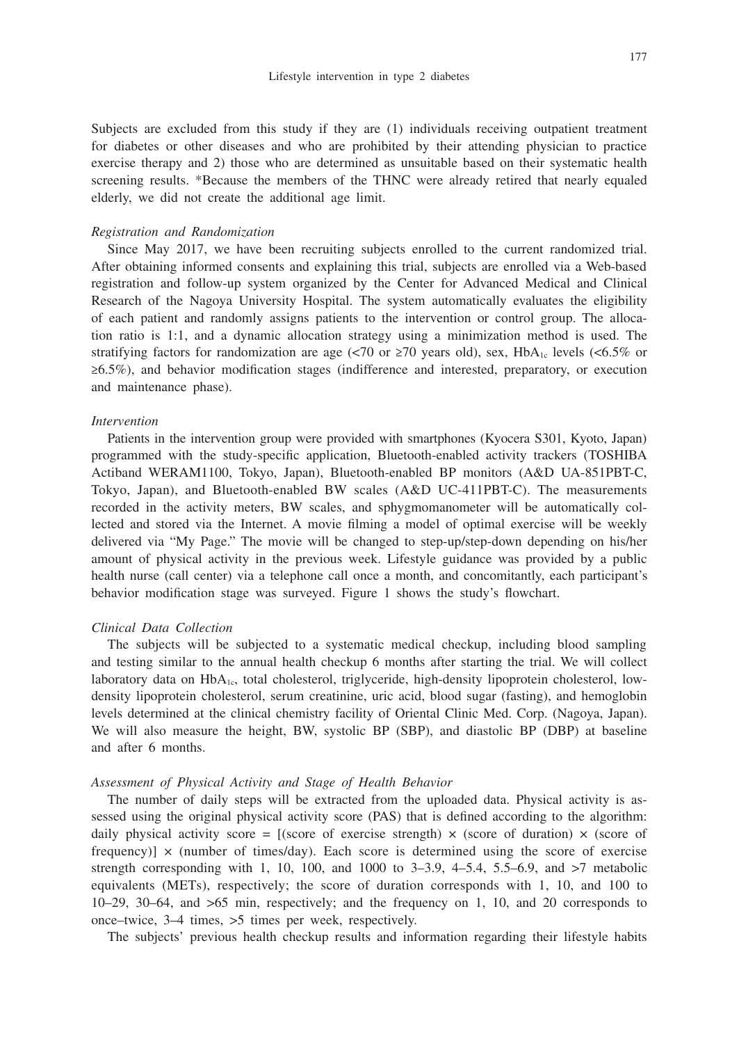Subjects are excluded from this study if they are (1) individuals receiving outpatient treatment for diabetes or other diseases and who are prohibited by their attending physician to practice exercise therapy and 2) those who are determined as unsuitable based on their systematic health screening results. *Because the members of the THNC were already retired that nearly equaled elderly, we did not create the additional age limit.

*Registration and Randomization*

Since May 2017, we have been recruiting subjects enrolled to the current randomized trial. After obtaining informed consents and explaining this trial, subjects are enrolled via a Web-based registration and follow-up system organized by the Center for Advanced Medical and Clinical Research of the Nagoya University Hospital. The system automatically evaluates the eligibility of each patient and randomly assigns patients to the intervention or control group. The allocation ratio is 1:1, and a dynamic allocation strategy using a minimization method is used. The stratifying factors for randomization are age (<70 or ≥70 years old), sex, $HbA_{1c}$ levels (<6.5% or ≥6.5%), and behavior modification stages (indifference and interested, preparatory, or execution and maintenance phase).

*Intervention*

Patients in the intervention group were provided with smartphones (Kyocera S301, Kyoto, Japan) programmed with the study-specific application, Bluetooth-enabled activity trackers (TOSHIBA Actiband WERAM1100, Tokyo, Japan), Bluetooth-enabled BP monitors (A&D UA-851PBT-C, Tokyo, Japan), and Bluetooth-enabled BW scales (A&D UC-411PBT-C). The measurements recorded in the activity meters, BW scales, and sphygmomanometer will be automatically collected and stored via the Internet. A movie filming a model of optimal exercise will be weekly delivered via "My Page." The movie will be changed to step-up/step-down depending on his/her amount of physical activity in the previous week. Lifestyle guidance was provided by a public health nurse (call center) via a telephone call once a month, and concomitantly, each participant's behavior modification stage was surveyed. Figure 1 shows the study's flowchart.

*Clinical Data Collection*

The subjects will be subjected to a systematic medical checkup, including blood sampling and testing similar to the annual health checkup 6 months after starting the trial. We will collect laboratory data on $HbA_{1c}$, total cholesterol, triglyceride, high-density lipoprotein cholesterol, low-density lipoprotein cholesterol, serum creatinine, uric acid, blood sugar (fasting), and hemoglobin levels determined at the clinical chemistry facility of Oriental Clinic Med. Corp. (Nagoya, Japan). We will also measure the height, BW, systolic BP (SBP), and diastolic BP (DBP) at baseline and after 6 months.

*Assessment of Physical Activity and Stage of Health Behavior*

The number of daily steps will be extracted from the uploaded data. Physical activity is assessed using the original physical activity score (PAS) that is defined according to the algorithm: daily physical activity score = [(score of exercise strength) × (score of duration) × (score of frequency)] × (number of times/day). Each score is determined using the score of exercise strength corresponding with 1, 10, 100, and 1000 to 3–3.9, 4–5.4, 5.5–6.9, and >7 metabolic equivalents (METs), respectively; the score of duration corresponds with 1, 10, and 100 to 10–29, 30–64, and >65 min, respectively; and the frequency on 1, 10, and 20 corresponds to once–twice, 3–4 times, >5 times per week, respectively.

The subjects' previous health checkup results and information regarding their lifestyle habits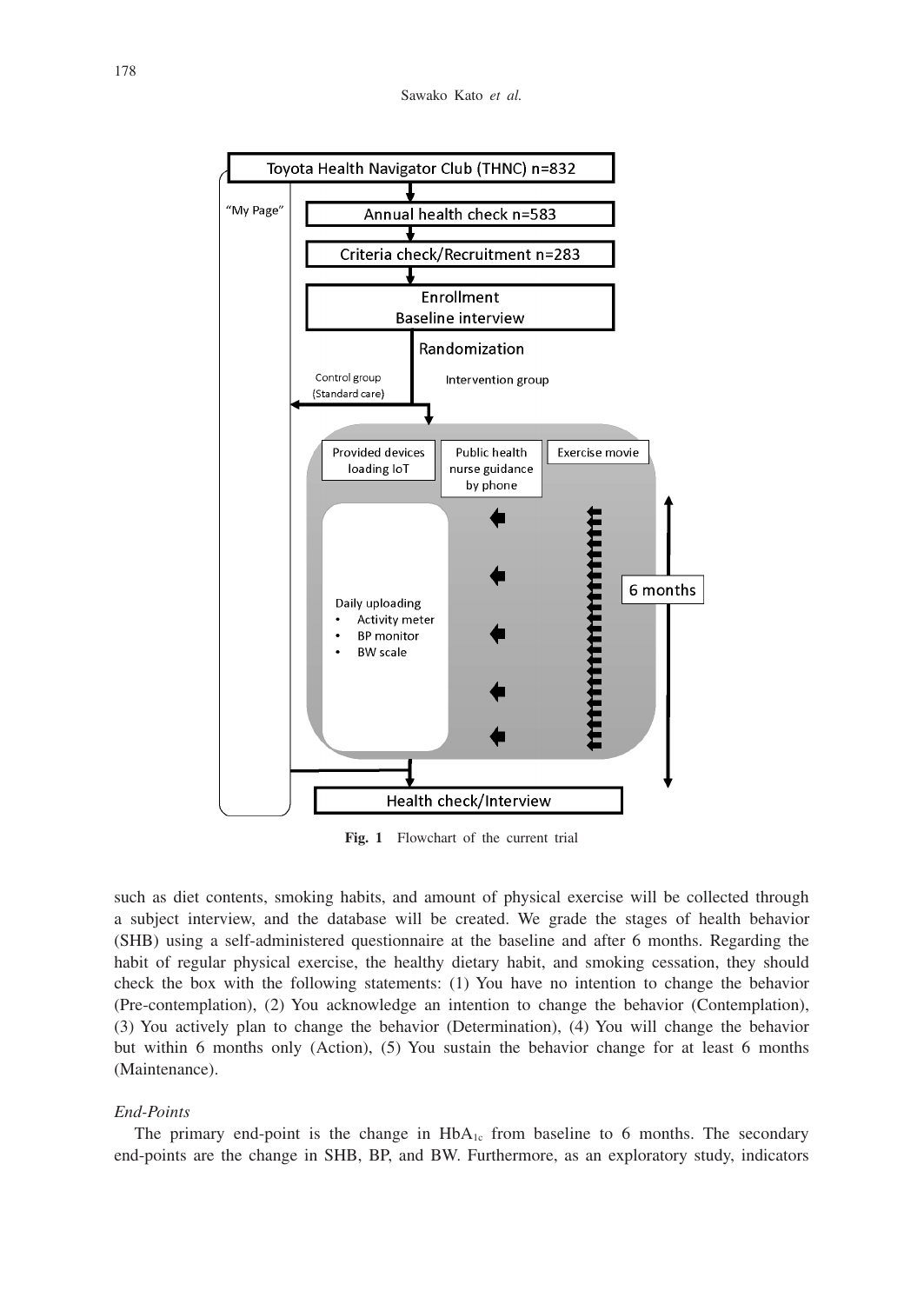**Fig. 1** Flowchart of the current trial

such as diet contents, smoking habits, and amount of physical exercise will be collected through a subject interview, and the database will be created. We grade the stages of health behavior (SHB) using a self-administered questionnaire at the baseline and after 6 months. Regarding the habit of regular physical exercise, the healthy dietary habit, and smoking cessation, they should check the box with the following statements: (1) You have no intention to change the behavior (Pre-contemplation), (2) You acknowledge an intention to change the behavior (Contemplation), (3) You actively plan to change the behavior (Determination), (4) You will change the behavior but within 6 months only (Action), (5) You sustain the behavior change for at least 6 months (Maintenance).

### *End-Points*

The primary end-point is the change in $HbA_{1c}$ from baseline to 6 months. The secondary end-points are the change in SHB, BP, and BW. Furthermore, as an exploratory study, indicators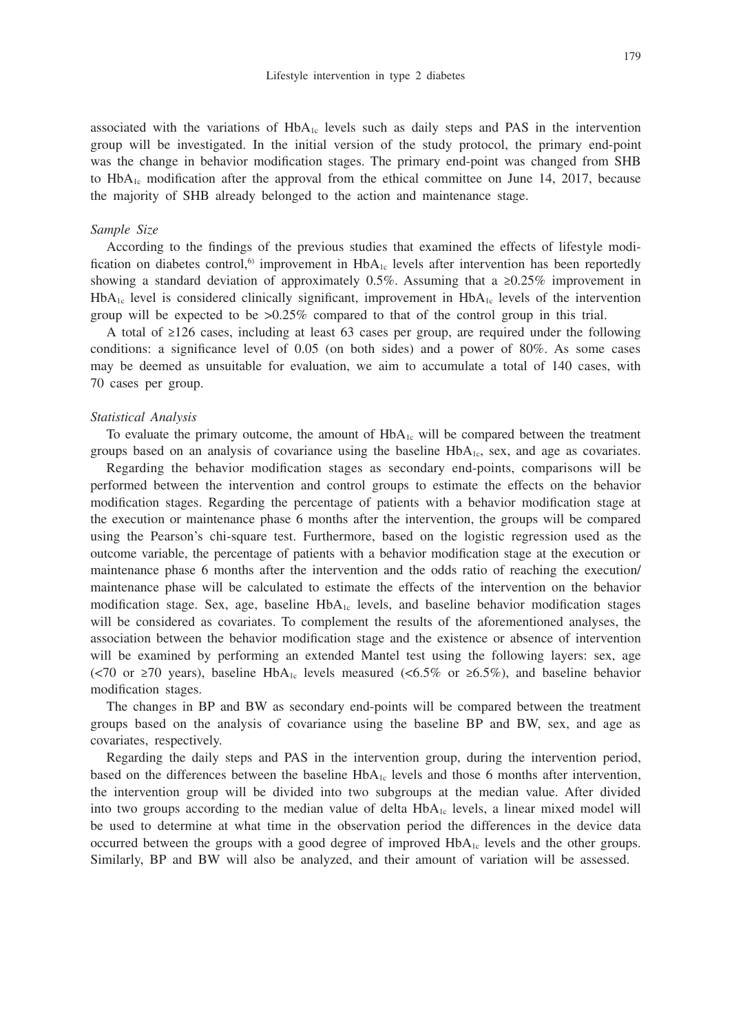associated with the variations of $HbA_{1c}$ levels such as daily steps and PAS in the intervention group will be investigated. In the initial version of the study protocol, the primary end-point was the change in behavior modification stages. The primary end-point was changed from SHB to $HbA_{1c}$ modification after the approval from the ethical committee on June 14, 2017, because the majority of SHB already belonged to the action and maintenance stage.

*Sample Size*

According to the findings of the previous studies that examined the effects of lifestyle modification on diabetes control,[6] improvement in $HbA_{1c}$ levels after intervention has been reportedly showing a standard deviation of approximately 0.5%. Assuming that a ≥0.25% improvement in $HbA_{1c}$ level is considered clinically significant, improvement in $HbA_{1c}$ levels of the intervention group will be expected to be >0.25% compared to that of the control group in this trial.

A total of ≥126 cases, including at least 63 cases per group, are required under the following conditions: a significance level of 0.05 (on both sides) and a power of 80%. As some cases may be deemed as unsuitable for evaluation, we aim to accumulate a total of 140 cases, with 70 cases per group.

*Statistical Analysis*

To evaluate the primary outcome, the amount of $HbA_{1c}$ will be compared between the treatment groups based on an analysis of covariance using the baseline $HbA_{1c}$, sex, and age as covariates.

Regarding the behavior modification stages as secondary end-points, comparisons will be performed between the intervention and control groups to estimate the effects on the behavior modification stages. Regarding the percentage of patients with a behavior modification stage at the execution or maintenance phase 6 months after the intervention, the groups will be compared using the Pearson's chi-square test. Furthermore, based on the logistic regression used as the outcome variable, the percentage of patients with a behavior modification stage at the execution or maintenance phase 6 months after the intervention and the odds ratio of reaching the execution/maintenance phase will be calculated to estimate the effects of the intervention on the behavior modification stage. Sex, age, baseline $HbA_{1c}$ levels, and baseline behavior modification stages will be considered as covariates. To complement the results of the aforementioned analyses, the association between the behavior modification stage and the existence or absence of intervention will be examined by performing an extended Mantel test using the following layers: sex, age (<70 or ≥70 years), baseline $HbA_{1c}$ levels measured (<6.5% or ≥6.5%), and baseline behavior modification stages.

The changes in BP and BW as secondary end-points will be compared between the treatment groups based on the analysis of covariance using the baseline BP and BW, sex, and age as covariates, respectively.

Regarding the daily steps and PAS in the intervention group, during the intervention period, based on the differences between the baseline $HbA_{1c}$ levels and those 6 months after intervention, the intervention group will be divided into two subgroups at the median value. After divided into two groups according to the median value of delta $HbA_{1c}$ levels, a linear mixed model will be used to determine at what time in the observation period the differences in the device data occurred between the groups with a good degree of improved $HbA_{1c}$ levels and the other groups. Similarly, BP and BW will also be analyzed, and their amount of variation will be assessed.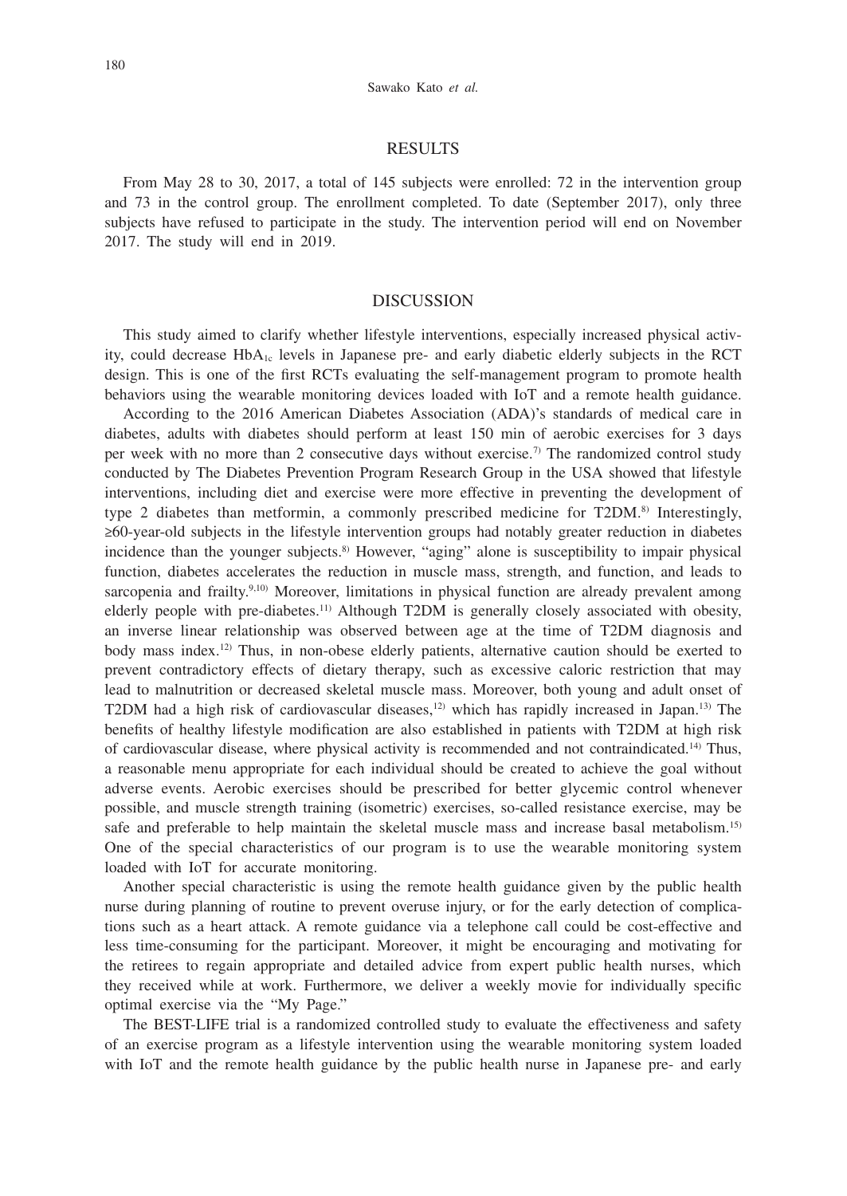## RESULTS

From May 28 to 30, 2017, a total of 145 subjects were enrolled: 72 in the intervention group and 73 in the control group. The enrollment completed. To date (September 2017), only three subjects have refused to participate in the study. The intervention period will end on November 2017. The study will end in 2019.

## DISCUSSION

This study aimed to clarify whether lifestyle interventions, especially increased physical activity, could decrease $HbA_{1c}$ levels in Japanese pre- and early diabetic elderly subjects in the RCT design. This is one of the first RCTs evaluating the self-management program to promote health behaviors using the wearable monitoring devices loaded with IoT and a remote health guidance.

According to the 2016 American Diabetes Association (ADA)'s standards of medical care in diabetes, adults with diabetes should perform at least 150 min of aerobic exercises for 3 days per week with no more than 2 consecutive days without exercise.[7] The randomized control study conducted by The Diabetes Prevention Program Research Group in the USA showed that lifestyle interventions, including diet and exercise were more effective in preventing the development of type 2 diabetes than metformin, a commonly prescribed medicine for T2DM.[8] Interestingly, ≥60-year-old subjects in the lifestyle intervention groups had notably greater reduction in diabetes incidence than the younger subjects.[8] However, "aging" alone is susceptibility to impair physical function, diabetes accelerates the reduction in muscle mass, strength, and function, and leads to sarcopenia and frailty.[9,10] Moreover, limitations in physical function are already prevalent among elderly people with pre-diabetes.[11] Although T2DM is generally closely associated with obesity, an inverse linear relationship was observed between age at the time of T2DM diagnosis and body mass index.[12] Thus, in non-obese elderly patients, alternative caution should be exerted to prevent contradictory effects of dietary therapy, such as excessive caloric restriction that may lead to malnutrition or decreased skeletal muscle mass. Moreover, both young and adult onset of T2DM had a high risk of cardiovascular diseases,[12] which has rapidly increased in Japan.[13] The benefits of healthy lifestyle modification are also established in patients with T2DM at high risk of cardiovascular disease, where physical activity is recommended and not contraindicated.[14] Thus, a reasonable menu appropriate for each individual should be created to achieve the goal without adverse events. Aerobic exercises should be prescribed for better glycemic control whenever possible, and muscle strength training (isometric) exercises, so-called resistance exercise, may be safe and preferable to help maintain the skeletal muscle mass and increase basal metabolism.[15] One of the special characteristics of our program is to use the wearable monitoring system loaded with IoT for accurate monitoring.

Another special characteristic is using the remote health guidance given by the public health nurse during planning of routine to prevent overuse injury, or for the early detection of complications such as a heart attack. A remote guidance via a telephone call could be cost-effective and less time-consuming for the participant. Moreover, it might be encouraging and motivating for the retirees to regain appropriate and detailed advice from expert public health nurses, which they received while at work. Furthermore, we deliver a weekly movie for individually specific optimal exercise via the "My Page."

The BEST-LIFE trial is a randomized controlled study to evaluate the effectiveness and safety of an exercise program as a lifestyle intervention using the wearable monitoring system loaded with IoT and the remote health guidance by the public health nurse in Japanese pre- and early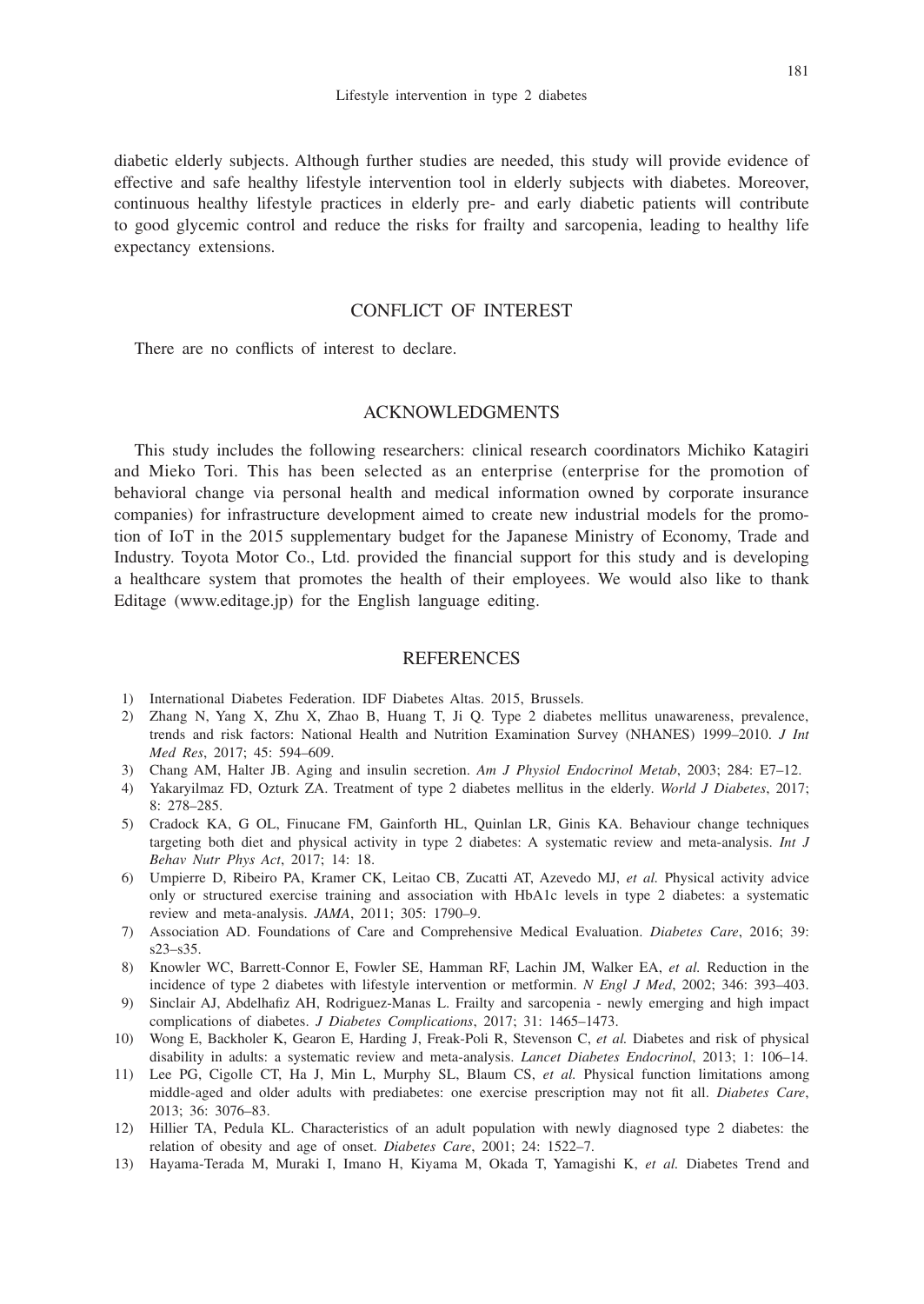diabetic elderly subjects. Although further studies are needed, this study will provide evidence of effective and safe healthy lifestyle intervention tool in elderly subjects with diabetes. Moreover, continuous healthy lifestyle practices in elderly pre- and early diabetic patients will contribute to good glycemic control and reduce the risks for frailty and sarcopenia, leading to healthy life expectancy extensions.

## CONFLICT OF INTEREST

There are no conflicts of interest to declare.

## ACKNOWLEDGMENTS

This study includes the following researchers: clinical research coordinators Michiko Katagiri and Mieko Tori. This has been selected as an enterprise (enterprise for the promotion of behavioral change via personal health and medical information owned by corporate insurance companies) for infrastructure development aimed to create new industrial models for the promotion of IoT in the 2015 supplementary budget for the Japanese Ministry of Economy, Trade and Industry. Toyota Motor Co., Ltd. provided the financial support for this study and is developing a healthcare system that promotes the health of their employees. We would also like to thank Editage (www.editage.jp) for the English language editing.

## REFERENCES

1) International Diabetes Federation. IDF Diabetes Altas. 2015, Brussels.
2) Zhang N, Yang X, Zhu X, Zhao B, Huang T, Ji Q. Type 2 diabetes mellitus unawareness, prevalence, trends and risk factors: National Health and Nutrition Examination Survey (NHANES) 1999–2010. *J Int Med Res*, 2017; 45: 594–609.
3) Chang AM, Halter JB. Aging and insulin secretion. *Am J Physiol Endocrinol Metab*, 2003; 284: E7–12.
4) Yakaryilmaz FD, Ozturk ZA. Treatment of type 2 diabetes mellitus in the elderly. *World J Diabetes*, 2017; 8: 278–285.
5) Cradock KA, G OL, Finucane FM, Gainforth HL, Quinlan LR, Ginis KA. Behaviour change techniques targeting both diet and physical activity in type 2 diabetes: A systematic review and meta-analysis. *Int J Behav Nutr Phys Act*, 2017; 14: 18.
6) Umpierre D, Ribeiro PA, Kramer CK, Leitao CB, Zucatti AT, Azevedo MJ, *et al.* Physical activity advice only or structured exercise training and association with HbA1c levels in type 2 diabetes: a systematic review and meta-analysis. *JAMA*, 2011; 305: 1790–9.
7) Association AD. Foundations of Care and Comprehensive Medical Evaluation. *Diabetes Care*, 2016; 39: s23–s35.
8) Knowler WC, Barrett-Connor E, Fowler SE, Hamman RF, Lachin JM, Walker EA, *et al.* Reduction in the incidence of type 2 diabetes with lifestyle intervention or metformin. *N Engl J Med*, 2002; 346: 393–403.
9) Sinclair AJ, Abdelhafiz AH, Rodriguez-Manas L. Frailty and sarcopenia - newly emerging and high impact complications of diabetes. *J Diabetes Complications*, 2017; 31: 1465–1473.
10) Wong E, Backholer K, Gearon E, Harding J, Freak-Poli R, Stevenson C, *et al.* Diabetes and risk of physical disability in adults: a systematic review and meta-analysis. *Lancet Diabetes Endocrinol*, 2013; 1: 106–14.
11) Lee PG, Cigolle CT, Ha J, Min L, Murphy SL, Blaum CS, *et al.* Physical function limitations among middle-aged and older adults with prediabetes: one exercise prescription may not fit all. *Diabetes Care*, 2013; 36: 3076–83.
12) Hillier TA, Pedula KL. Characteristics of an adult population with newly diagnosed type 2 diabetes: the relation of obesity and age of onset. *Diabetes Care*, 2001; 24: 1522–7.
13) Hayama-Terada M, Muraki I, Imano H, Kiyama M, Okada T, Yamagishi K, *et al.* Diabetes Trend and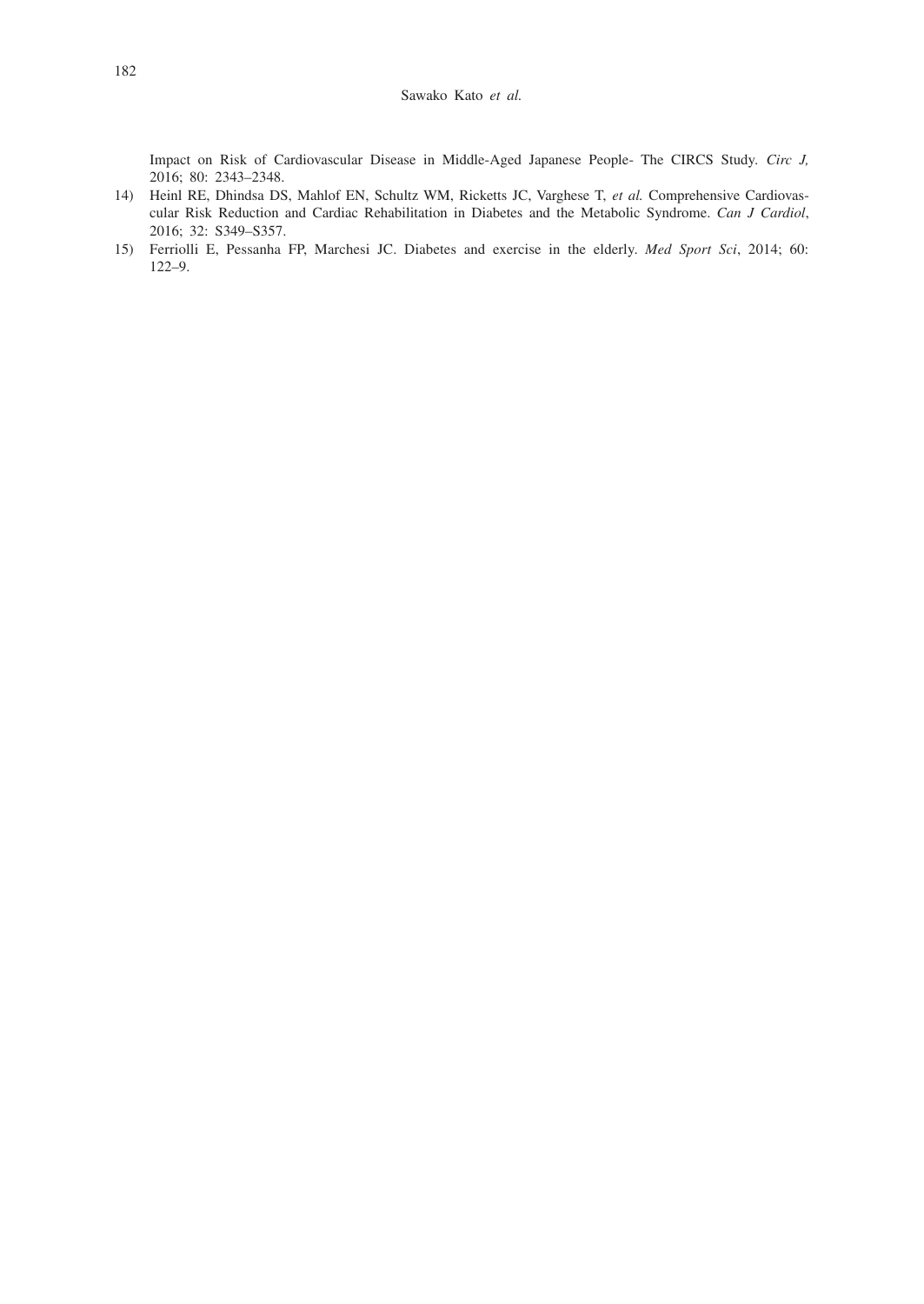Impact on Risk of Cardiovascular Disease in Middle-Aged Japanese People- The CIRCS Study. *Circ J,* 2016; 80: 2343–2348.

14) Heinl RE, Dhindsa DS, Mahlof EN, Schultz WM, Ricketts JC, Varghese T, *et al.* Comprehensive Cardiovascular Risk Reduction and Cardiac Rehabilitation in Diabetes and the Metabolic Syndrome. *Can J Cardiol*, 2016; 32: S349–S357.
15) Ferriolli E, Pessanha FP, Marchesi JC. Diabetes and exercise in the elderly. *Med Sport Sci*, 2014; 60: 122–9.